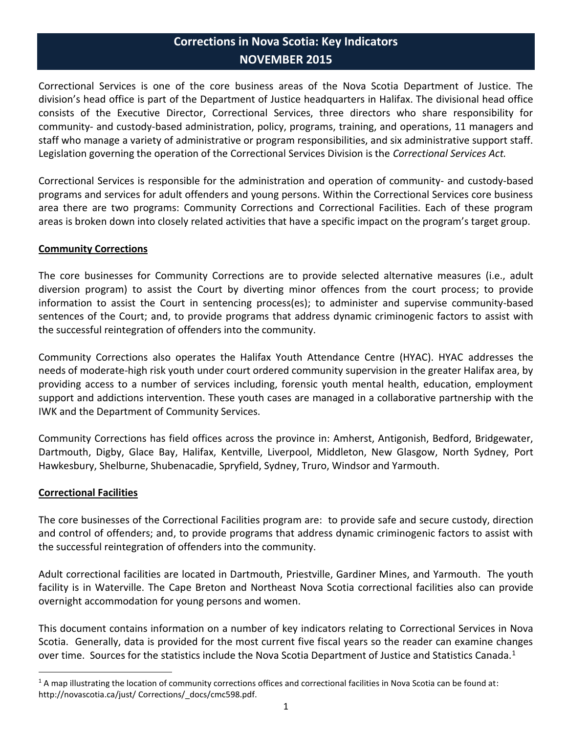# Corrections in Nova Scotia: Key Indicators
## NOVEMBER 2015

Correctional Services is one of the core business areas of the Nova Scotia Department of Justice. The division's head office is part of the Department of Justice headquarters in Halifax. The divisional head office consists of the Executive Director, Correctional Services, three directors who share responsibility for community- and custody-based administration, policy, programs, training, and operations, 11 managers and staff who manage a variety of administrative or program responsibilities, and six administrative support staff. Legislation governing the operation of the Correctional Services Division is the *Correctional Services Act.*

Correctional Services is responsible for the administration and operation of community- and custody-based programs and services for adult offenders and young persons. Within the Correctional Services core business area there are two programs: Community Corrections and Correctional Facilities. Each of these program areas is broken down into closely related activities that have a specific impact on the program's target group.

### Community Corrections

The core businesses for Community Corrections are to provide selected alternative measures (i.e., adult diversion program) to assist the Court by diverting minor offences from the court process; to provide information to assist the Court in sentencing process(es); to administer and supervise community-based sentences of the Court; and, to provide programs that address dynamic criminogenic factors to assist with the successful reintegration of offenders into the community.

Community Corrections also operates the Halifax Youth Attendance Centre (HYAC). HYAC addresses the needs of moderate-high risk youth under court ordered community supervision in the greater Halifax area, by providing access to a number of services including, forensic youth mental health, education, employment support and addictions intervention. These youth cases are managed in a collaborative partnership with the IWK and the Department of Community Services.

Community Corrections has field offices across the province in: Amherst, Antigonish, Bedford, Bridgewater, Dartmouth, Digby, Glace Bay, Halifax, Kentville, Liverpool, Middleton, New Glasgow, North Sydney, Port Hawkesbury, Shelburne, Shubenacadie, Spryfield, Sydney, Truro, Windsor and Yarmouth.

### Correctional Facilities

The core businesses of the Correctional Facilities program are: to provide safe and secure custody, direction and control of offenders; and, to provide programs that address dynamic criminogenic factors to assist with the successful reintegration of offenders into the community.

Adult correctional facilities are located in Dartmouth, Priestville, Gardiner Mines, and Yarmouth. The youth facility is in Waterville. The Cape Breton and Northeast Nova Scotia correctional facilities also can provide overnight accommodation for young persons and women.

This document contains information on a number of key indicators relating to Correctional Services in Nova Scotia. Generally, data is provided for the most current five fiscal years so the reader can examine changes over time. Sources for the statistics include the Nova Scotia Department of Justice and Statistics Canada.[1]

---

[1] A map illustrating the location of community corrections offices and correctional facilities in Nova Scotia can be found at: http://novascotia.ca/just/ Corrections/_docs/cmc598.pdf.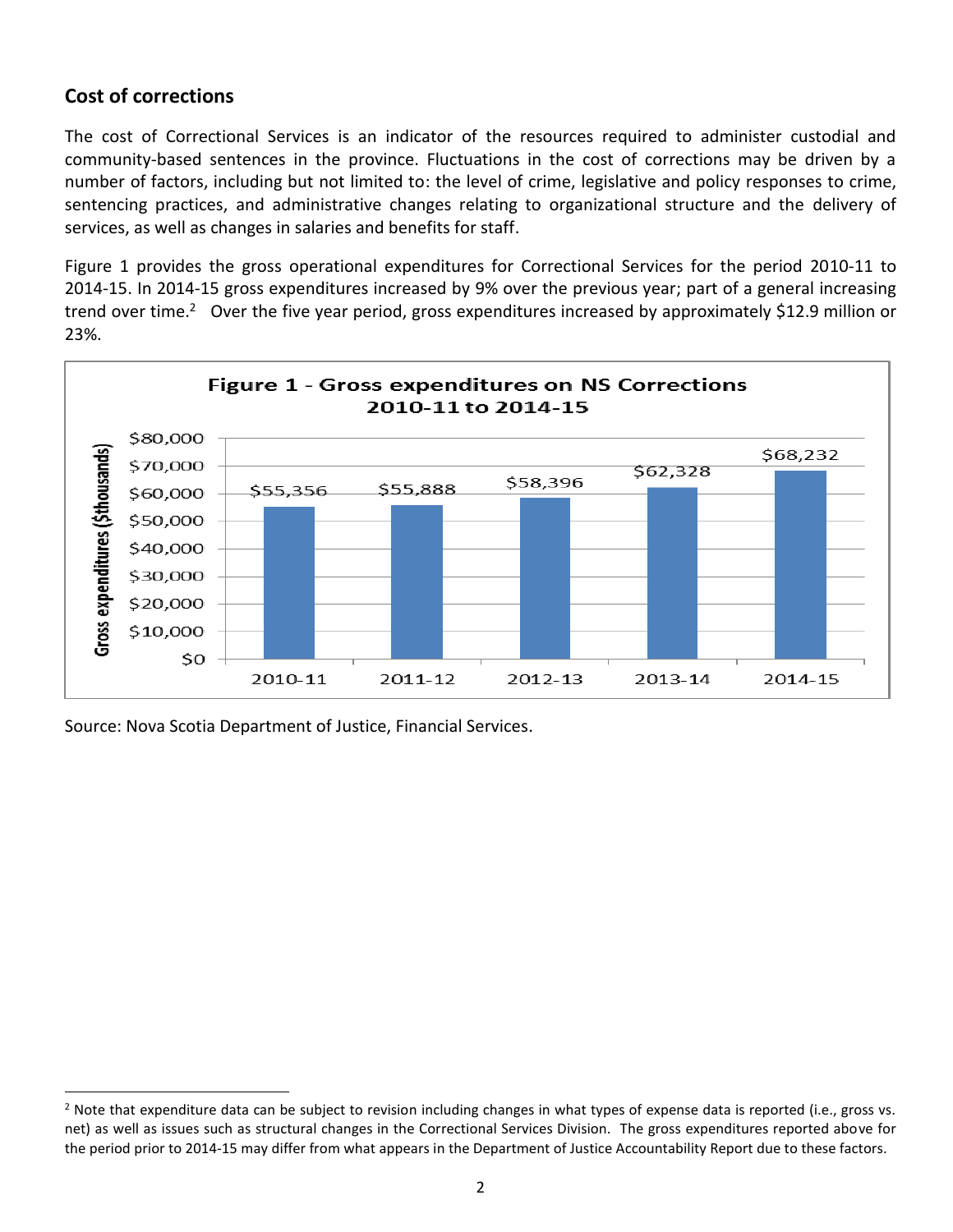## Cost of corrections

The cost of Correctional Services is an indicator of the resources required to administer custodial and community-based sentences in the province. Fluctuations in the cost of corrections may be driven by a number of factors, including but not limited to: the level of crime, legislative and policy responses to crime, sentencing practices, and administrative changes relating to organizational structure and the delivery of services, as well as changes in salaries and benefits for staff.

Figure 1 provides the gross operational expenditures for Correctional Services for the period 2010-11 to 2014-15. In 2014-15 gross expenditures increased by 9% over the previous year; part of a general increasing trend over time.[2] Over the five year period, gross expenditures increased by approximately \$12.9 million or 23%.

Figure 1 - Gross expenditures on NS Corrections 2010-11 to 2014-15

Gross expenditures (\$thousands)

\$80,000
\$70,000
\$60,000
\$50,000
\$40,000
\$30,000
\$20,000
\$10,000
\$0

\$55,356
\$55,888
\$58,396
\$62,328
\$68,232

2010-11
2011-12
2012-13
2013-14
2014-15

Source: Nova Scotia Department of Justice, Financial Services.

[2] Note that expenditure data can be subject to revision including changes in what types of expense data is reported (i.e., gross vs. net) as well as issues such as structural changes in the Correctional Services Division. The gross expenditures reported above for the period prior to 2014-15 may differ from what appears in the Department of Justice Accountability Report due to these factors.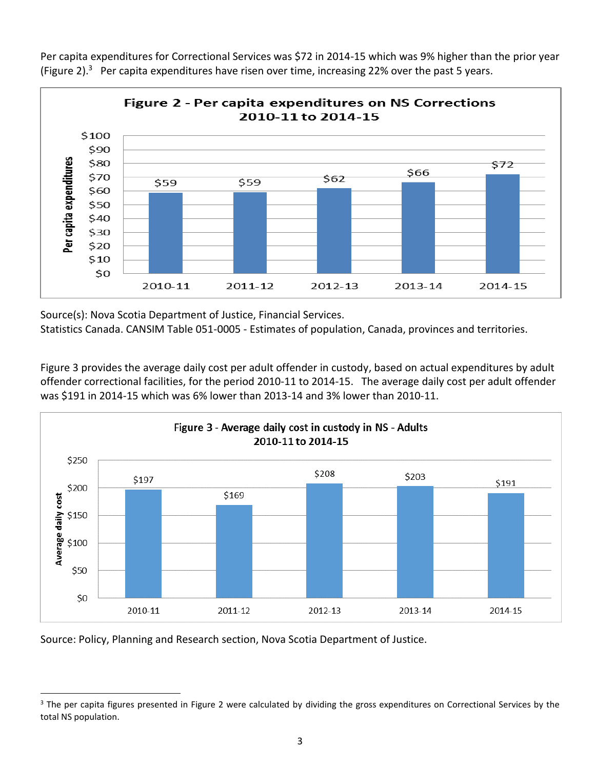Per capita expenditures for Correctional Services was $72 in 2014-15 which was 9% higher than the prior year (Figure 2).[3] Per capita expenditures have risen over time, increasing 22% over the past 5 years.

**Figure 2 - Per capita expenditures on NS Corrections 2010-11 to 2014-15**

Per capita expenditures

$100
$90
$80
$70
$60
$50
$40
$30
$20
$10
$0

$59
$59
$62
$66
$72

2010-11
2011-12
2012-13
2013-14
2014-15

Source(s): Nova Scotia Department of Justice, Financial Services.
Statistics Canada. CANSIM Table 051-0005 - Estimates of population, Canada, provinces and territories.

Figure 3 provides the average daily cost per adult offender in custody, based on actual expenditures by adult offender correctional facilities, for the period 2010-11 to 2014-15. The average daily cost per adult offender was $191 in 2014-15 which was 6% lower than 2013-14 and 3% lower than 2010-11.

**Figure 3 - Average daily cost in custody in NS - Adults 2010-11 to 2014-15**

Average daily cost

$250
$200
$150
$100
$50
$0

$197
$169
$208
$203
$191

2010-11
2011-12
2012-13
2013-14
2014-15

Source: Policy, Planning and Research section, Nova Scotia Department of Justice.

[3] The per capita figures presented in Figure 2 were calculated by dividing the gross expenditures on Correctional Services by the total NS population.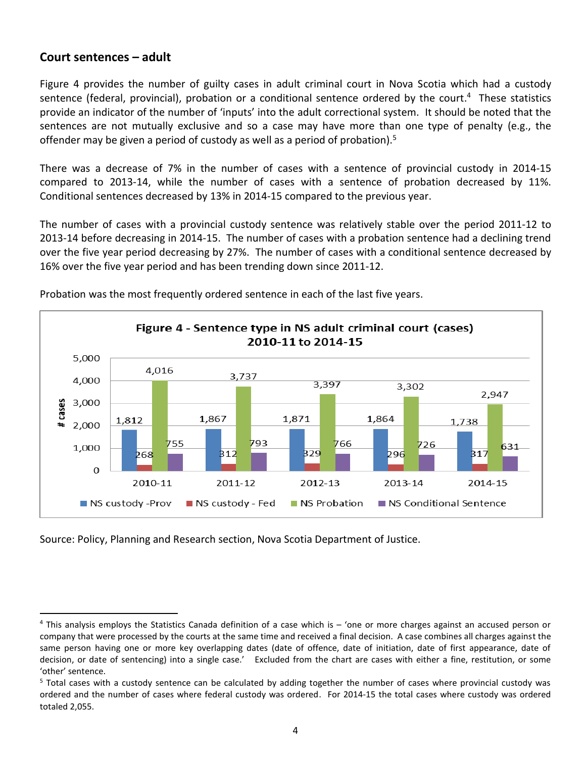## Court sentences – adult

Figure 4 provides the number of guilty cases in adult criminal court in Nova Scotia which had a custody sentence (federal, provincial), probation or a conditional sentence ordered by the court.[4] These statistics provide an indicator of the number of 'inputs' into the adult correctional system. It should be noted that the sentences are not mutually exclusive and so a case may have more than one type of penalty (e.g., the offender may be given a period of custody as well as a period of probation).[5]

There was a decrease of 7% in the number of cases with a sentence of provincial custody in 2014-15 compared to 2013-14, while the number of cases with a sentence of probation decreased by 11%. Conditional sentences decreased by 13% in 2014-15 compared to the previous year.

The number of cases with a provincial custody sentence was relatively stable over the period 2011-12 to 2013-14 before decreasing in 2014-15. The number of cases with a probation sentence had a declining trend over the five year period decreasing by 27%. The number of cases with a conditional sentence decreased by 16% over the five year period and has been trending down since 2011-12.

Probation was the most frequently ordered sentence in each of the last five years.

**Figure 4 - Sentence type in NS adult criminal court (cases) 2010-11 to 2014-15**

# cases

5,000
4,000
3,000
2,000
1,000
0

2010-11: 1,812; 268; 4,016; 755
2011-12: 1,867; 312; 3,737; 793
2012-13: 1,871; 329; 3,397; 766
2013-14: 1,864; 296; 3,302; 726
2014-15: 1,738; 317; 2,947; 631

NS custody -Prov | NS custody - Fed | NS Probation | NS Conditional Sentence

Source: Policy, Planning and Research section, Nova Scotia Department of Justice.

---

[4] This analysis employs the Statistics Canada definition of a case which is – 'one or more charges against an accused person or company that were processed by the courts at the same time and received a final decision. A case combines all charges against the same person having one or more key overlapping dates (date of offence, date of initiation, date of first appearance, date of decision, or date of sentencing) into a single case.' Excluded from the chart are cases with either a fine, restitution, or some 'other' sentence.

[5] Total cases with a custody sentence can be calculated by adding together the number of cases where provincial custody was ordered and the number of cases where federal custody was ordered. For 2014-15 the total cases where custody was ordered totaled 2,055.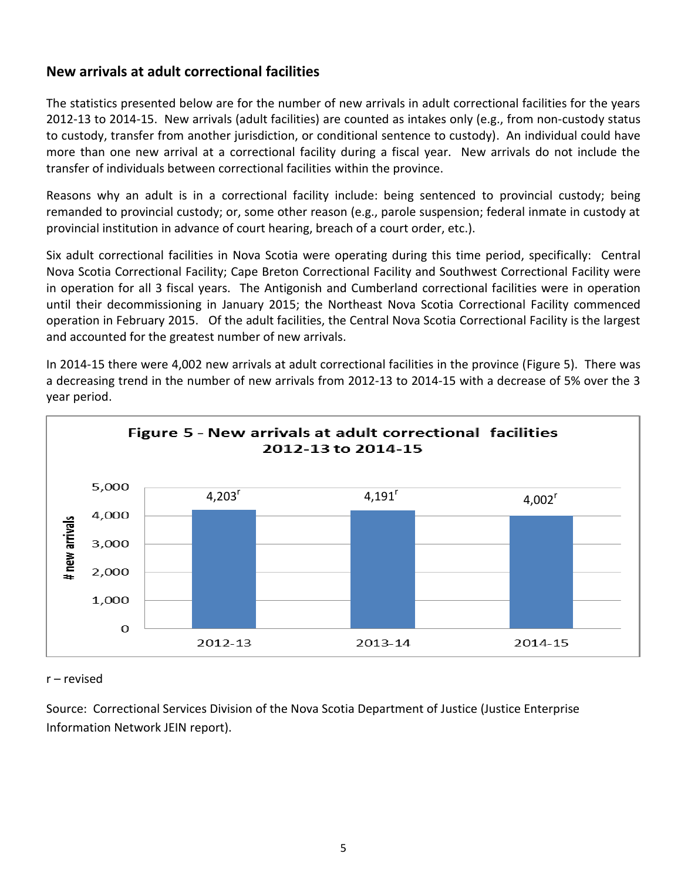## New arrivals at adult correctional facilities

The statistics presented below are for the number of new arrivals in adult correctional facilities for the years 2012-13 to 2014-15. New arrivals (adult facilities) are counted as intakes only (e.g., from non-custody status to custody, transfer from another jurisdiction, or conditional sentence to custody). An individual could have more than one new arrival at a correctional facility during a fiscal year. New arrivals do not include the transfer of individuals between correctional facilities within the province.

Reasons why an adult is in a correctional facility include: being sentenced to provincial custody; being remanded to provincial custody; or, some other reason (e.g., parole suspension; federal inmate in custody at provincial institution in advance of court hearing, breach of a court order, etc.).

Six adult correctional facilities in Nova Scotia were operating during this time period, specifically: Central Nova Scotia Correctional Facility; Cape Breton Correctional Facility and Southwest Correctional Facility were in operation for all 3 fiscal years. The Antigonish and Cumberland correctional facilities were in operation until their decommissioning in January 2015; the Northeast Nova Scotia Correctional Facility commenced operation in February 2015. Of the adult facilities, the Central Nova Scotia Correctional Facility is the largest and accounted for the greatest number of new arrivals.

In 2014-15 there were 4,002 new arrivals at adult correctional facilities in the province (Figure 5). There was a decreasing trend in the number of new arrivals from 2012-13 to 2014-15 with a decrease of 5% over the 3 year period.

**Figure 5 - New arrivals at adult correctional facilities 2012-13 to 2014-15**

| Year | # new arrivals |
|---|---|
| 2012-13 | 4,203[r] |
| 2013-14 | 4,191[r] |
| 2014-15 | 4,002[r] |

r – revised

Source: Correctional Services Division of the Nova Scotia Department of Justice (Justice Enterprise Information Network JEIN report).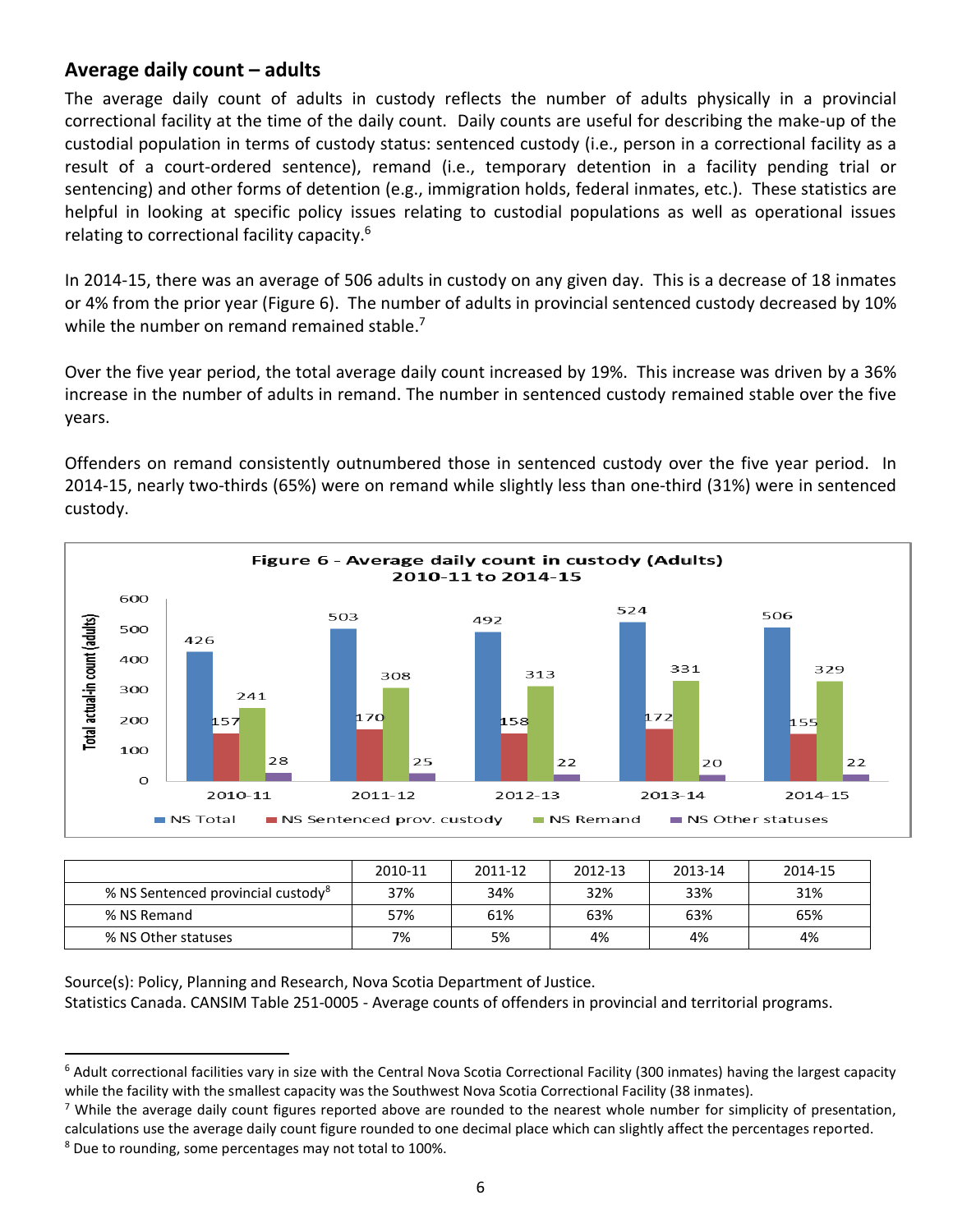## Average daily count – adults

The average daily count of adults in custody reflects the number of adults physically in a provincial correctional facility at the time of the daily count. Daily counts are useful for describing the make-up of the custodial population in terms of custody status: sentenced custody (i.e., person in a correctional facility as a result of a court-ordered sentence), remand (i.e., temporary detention in a facility pending trial or sentencing) and other forms of detention (e.g., immigration holds, federal inmates, etc.). These statistics are helpful in looking at specific policy issues relating to custodial populations as well as operational issues relating to correctional facility capacity.[6]

In 2014-15, there was an average of 506 adults in custody on any given day. This is a decrease of 18 inmates or 4% from the prior year (Figure 6). The number of adults in provincial sentenced custody decreased by 10% while the number on remand remained stable.[7]

Over the five year period, the total average daily count increased by 19%. This increase was driven by a 36% increase in the number of adults in remand. The number in sentenced custody remained stable over the five years.

Offenders on remand consistently outnumbered those in sentenced custody over the five year period. In 2014-15, nearly two-thirds (65%) were on remand while slightly less than one-third (31%) were in sentenced custody.

Figure 6 - Average daily count in custody (Adults)
2010-11 to 2014-15

Total actual-in count (adults)

0
100
200
300
400
500
600

2010-11: 426, 157, 241, 28
2011-12: 503, 170, 308, 25
2012-13: 492, 158, 313, 22
2013-14: 524, 172, 331, 20
2014-15: 506, 155, 329, 22

NS Total | NS Sentenced prov. custody | NS Remand | NS Other statuses

| | 2010-11 | 2011-12 | 2012-13 | 2013-14 | 2014-15 |
|---|---|---|---|---|---|
| % NS Sentenced provincial custody[8] | 37% | 34% | 32% | 33% | 31% |
| % NS Remand | 57% | 61% | 63% | 63% | 65% |
| % NS Other statuses | 7% | 5% | 4% | 4% | 4% |

Source(s): Policy, Planning and Research, Nova Scotia Department of Justice.
Statistics Canada. CANSIM Table 251-0005 - Average counts of offenders in provincial and territorial programs.

---

[6] Adult correctional facilities vary in size with the Central Nova Scotia Correctional Facility (300 inmates) having the largest capacity while the facility with the smallest capacity was the Southwest Nova Scotia Correctional Facility (38 inmates).

[7] While the average daily count figures reported above are rounded to the nearest whole number for simplicity of presentation, calculations use the average daily count figure rounded to one decimal place which can slightly affect the percentages reported.

[8] Due to rounding, some percentages may not total to 100%.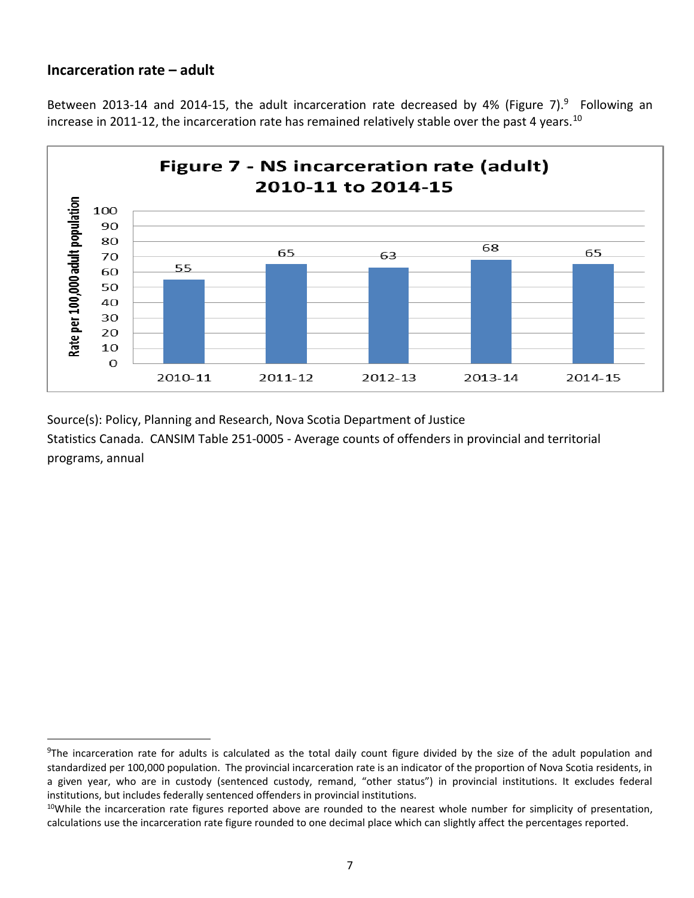## Incarceration rate – adult

Between 2013-14 and 2014-15, the adult incarceration rate decreased by 4% (Figure 7).[9] Following an increase in 2011-12, the incarceration rate has remained relatively stable over the past 4 years.[10]

Figure 7 - NS incarceration rate (adult)
2010-11 to 2014-15

Rate per 100,000 adult population

100
90
80
70
60
50
40
30
20
10
0

55
65
63
68
65

2010-11
2011-12
2012-13
2013-14
2014-15

Source(s): Policy, Planning and Research, Nova Scotia Department of Justice
Statistics Canada. CANSIM Table 251-0005 - Average counts of offenders in provincial and territorial programs, annual

---

[9]The incarceration rate for adults is calculated as the total daily count figure divided by the size of the adult population and standardized per 100,000 population. The provincial incarceration rate is an indicator of the proportion of Nova Scotia residents, in a given year, who are in custody (sentenced custody, remand, "other status") in provincial institutions. It excludes federal institutions, but includes federally sentenced offenders in provincial institutions.

[10]While the incarceration rate figures reported above are rounded to the nearest whole number for simplicity of presentation, calculations use the incarceration rate figure rounded to one decimal place which can slightly affect the percentages reported.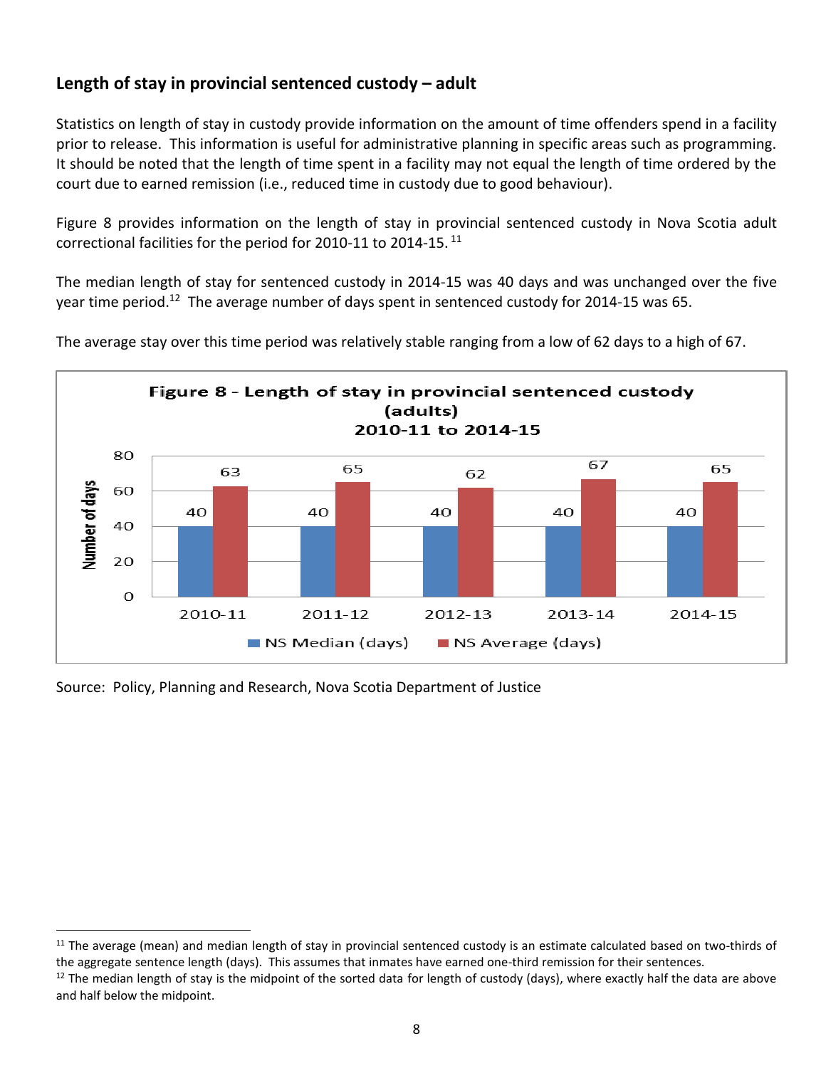## Length of stay in provincial sentenced custody – adult

Statistics on length of stay in custody provide information on the amount of time offenders spend in a facility prior to release. This information is useful for administrative planning in specific areas such as programming. It should be noted that the length of time spent in a facility may not equal the length of time ordered by the court due to earned remission (i.e., reduced time in custody due to good behaviour).

Figure 8 provides information on the length of stay in provincial sentenced custody in Nova Scotia adult correctional facilities for the period for 2010-11 to 2014-15. [11]

The median length of stay for sentenced custody in 2014-15 was 40 days and was unchanged over the five year time period.[12] The average number of days spent in sentenced custody for 2014-15 was 65.

The average stay over this time period was relatively stable ranging from a low of 62 days to a high of 67.

**Figure 8 - Length of stay in provincial sentenced custody (adults) 2010-11 to 2014-15**

Number of days

80
60
40
20
0

2010-11: 40, 63
2011-12: 40, 65
2012-13: 40, 62
2013-14: 40, 67
2014-15: 40, 65

NS Median (days) NS Average (days)

Source: Policy, Planning and Research, Nova Scotia Department of Justice

---

[11] The average (mean) and median length of stay in provincial sentenced custody is an estimate calculated based on two-thirds of the aggregate sentence length (days). This assumes that inmates have earned one-third remission for their sentences.

[12] The median length of stay is the midpoint of the sorted data for length of custody (days), where exactly half the data are above and half below the midpoint.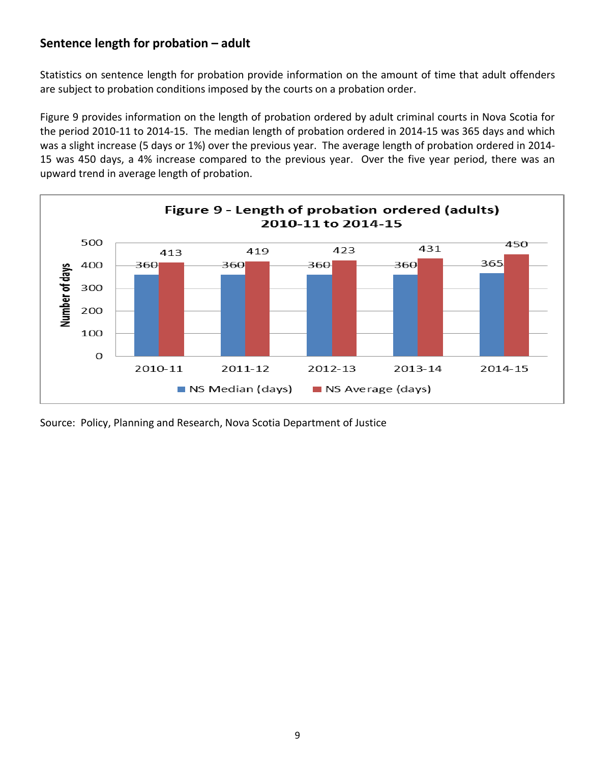### Sentence length for probation – adult

Statistics on sentence length for probation provide information on the amount of time that adult offenders are subject to probation conditions imposed by the courts on a probation order.

Figure 9 provides information on the length of probation ordered by adult criminal courts in Nova Scotia for the period 2010-11 to 2014-15. The median length of probation ordered in 2014-15 was 365 days and which was a slight increase (5 days or 1%) over the previous year. The average length of probation ordered in 2014-15 was 450 days, a 4% increase compared to the previous year. Over the five year period, there was an upward trend in average length of probation.

Figure 9 - Length of probation ordered (adults)
2010-11 to 2014-15

Number of days

500
400
300
200
100
0

2010-11: 360, 413
2011-12: 360, 419
2012-13: 360, 423
2013-14: 360, 431
2014-15: 365, 450

NS Median (days)
NS Average (days)

Source: Policy, Planning and Research, Nova Scotia Department of Justice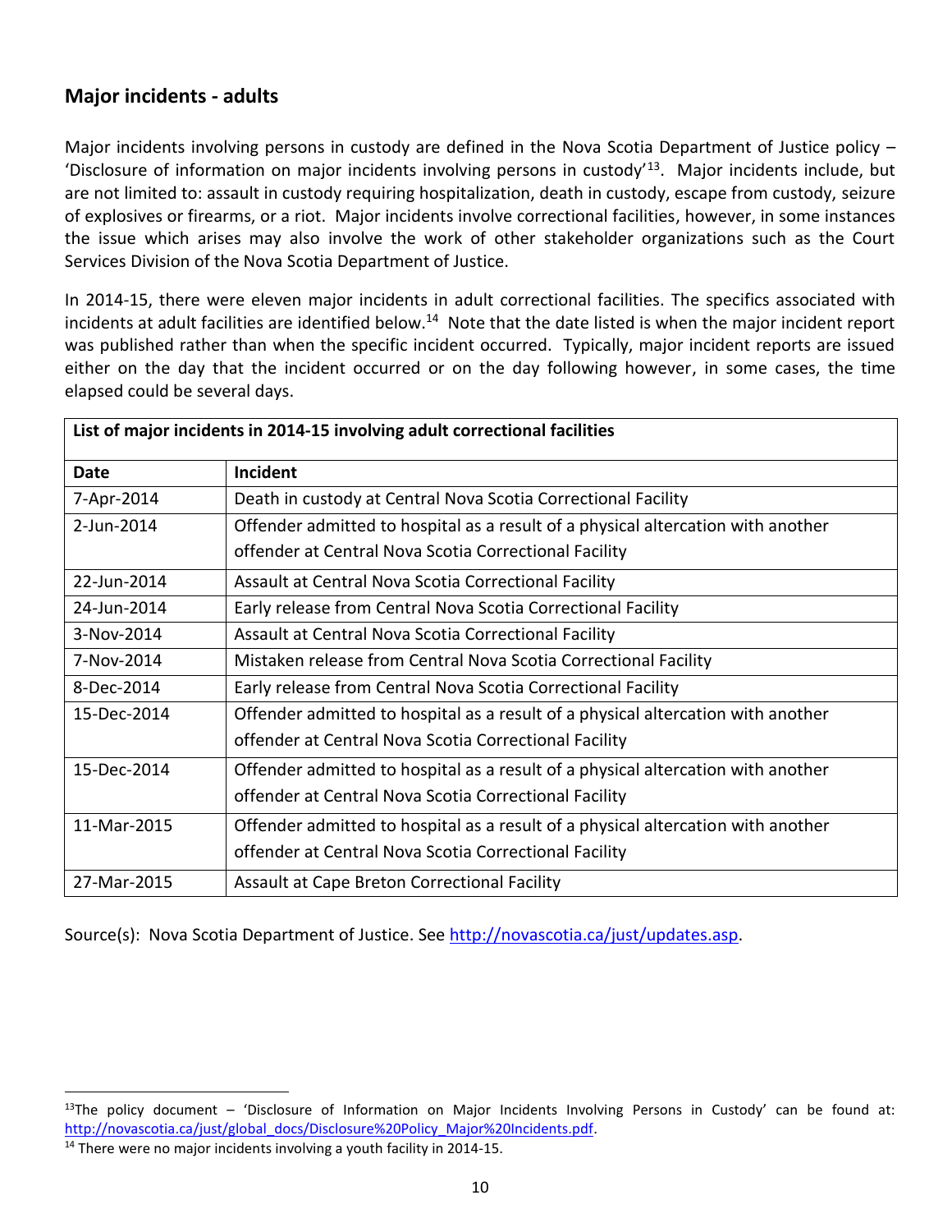## Major incidents - adults

Major incidents involving persons in custody are defined in the Nova Scotia Department of Justice policy – 'Disclosure of information on major incidents involving persons in custody'[13]. Major incidents include, but are not limited to: assault in custody requiring hospitalization, death in custody, escape from custody, seizure of explosives or firearms, or a riot. Major incidents involve correctional facilities, however, in some instances the issue which arises may also involve the work of other stakeholder organizations such as the Court Services Division of the Nova Scotia Department of Justice.

In 2014-15, there were eleven major incidents in adult correctional facilities. The specifics associated with incidents at adult facilities are identified below.[14] Note that the date listed is when the major incident report was published rather than when the specific incident occurred. Typically, major incident reports are issued either on the day that the incident occurred or on the day following however, in some cases, the time elapsed could be several days.

| List of major incidents in 2014-15 involving adult correctional facilities | |
|---|---|
| **Date** | **Incident** |
| 7-Apr-2014 | Death in custody at Central Nova Scotia Correctional Facility |
| 2-Jun-2014 | Offender admitted to hospital as a result of a physical altercation with another offender at Central Nova Scotia Correctional Facility |
| 22-Jun-2014 | Assault at Central Nova Scotia Correctional Facility |
| 24-Jun-2014 | Early release from Central Nova Scotia Correctional Facility |
| 3-Nov-2014 | Assault at Central Nova Scotia Correctional Facility |
| 7-Nov-2014 | Mistaken release from Central Nova Scotia Correctional Facility |
| 8-Dec-2014 | Early release from Central Nova Scotia Correctional Facility |
| 15-Dec-2014 | Offender admitted to hospital as a result of a physical altercation with another offender at Central Nova Scotia Correctional Facility |
| 15-Dec-2014 | Offender admitted to hospital as a result of a physical altercation with another offender at Central Nova Scotia Correctional Facility |
| 11-Mar-2015 | Offender admitted to hospital as a result of a physical altercation with another offender at Central Nova Scotia Correctional Facility |
| 27-Mar-2015 | Assault at Cape Breton Correctional Facility |

Source(s): Nova Scotia Department of Justice. See http://novascotia.ca/just/updates.asp.

[13] The policy document – 'Disclosure of Information on Major Incidents Involving Persons in Custody' can be found at: http://novascotia.ca/just/global_docs/Disclosure%20Policy_Major%20Incidents.pdf.

[14] There were no major incidents involving a youth facility in 2014-15.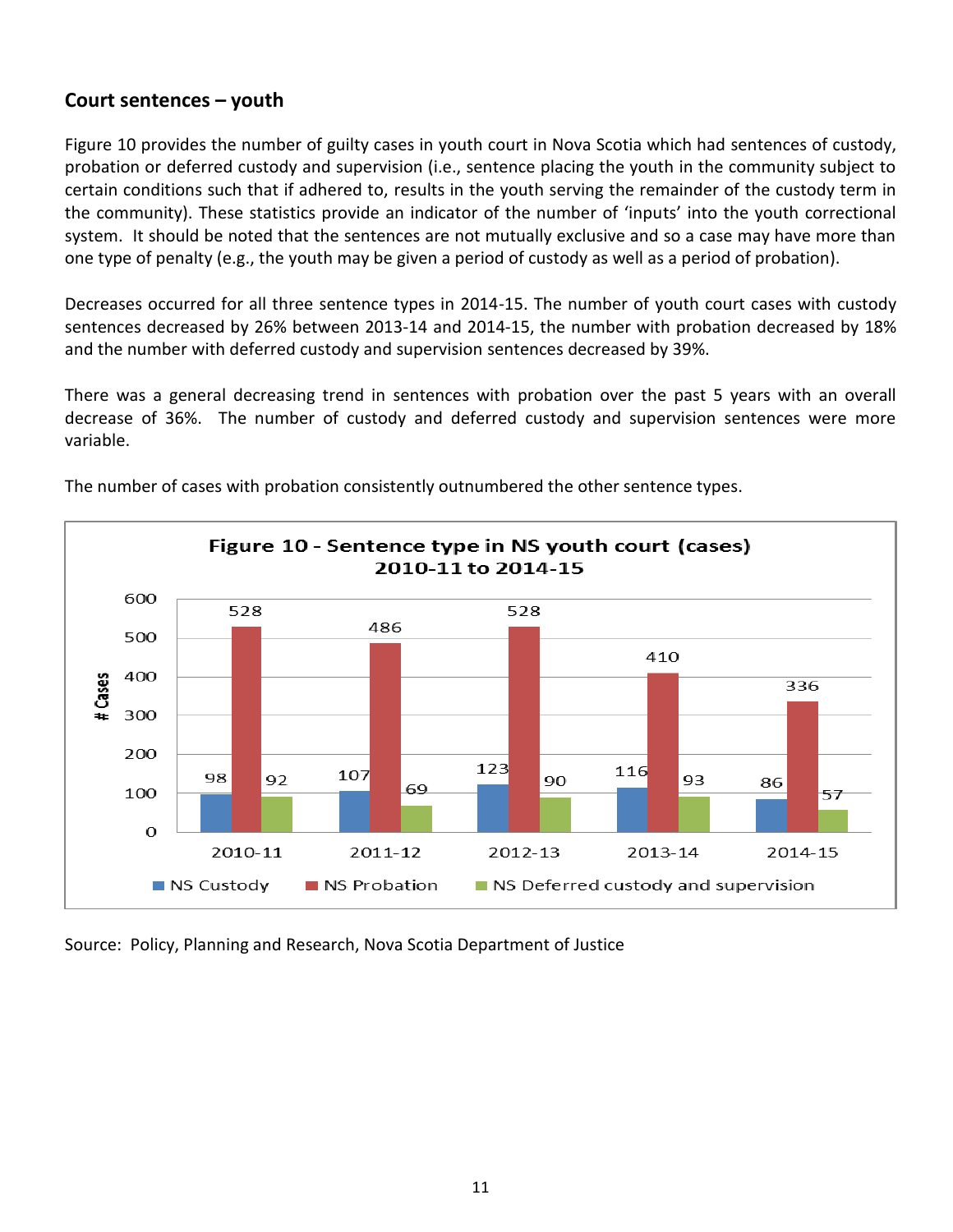## Court sentences – youth

Figure 10 provides the number of guilty cases in youth court in Nova Scotia which had sentences of custody, probation or deferred custody and supervision (i.e., sentence placing the youth in the community subject to certain conditions such that if adhered to, results in the youth serving the remainder of the custody term in the community). These statistics provide an indicator of the number of 'inputs' into the youth correctional system. It should be noted that the sentences are not mutually exclusive and so a case may have more than one type of penalty (e.g., the youth may be given a period of custody as well as a period of probation).

Decreases occurred for all three sentence types in 2014-15. The number of youth court cases with custody sentences decreased by 26% between 2013-14 and 2014-15, the number with probation decreased by 18% and the number with deferred custody and supervision sentences decreased by 39%.

There was a general decreasing trend in sentences with probation over the past 5 years with an overall decrease of 36%. The number of custody and deferred custody and supervision sentences were more variable.

The number of cases with probation consistently outnumbered the other sentence types.

Figure 10 - Sentence type in NS youth court (cases)
2010-11 to 2014-15

# Cases

0
100
200
300
400
500
600

2010-11: 98, 528, 92
2011-12: 107, 486, 69
2012-13: 123, 528, 90
2013-14: 116, 410, 93
2014-15: 86, 336, 57

NS Custody
NS Probation
NS Deferred custody and supervision

Source: Policy, Planning and Research, Nova Scotia Department of Justice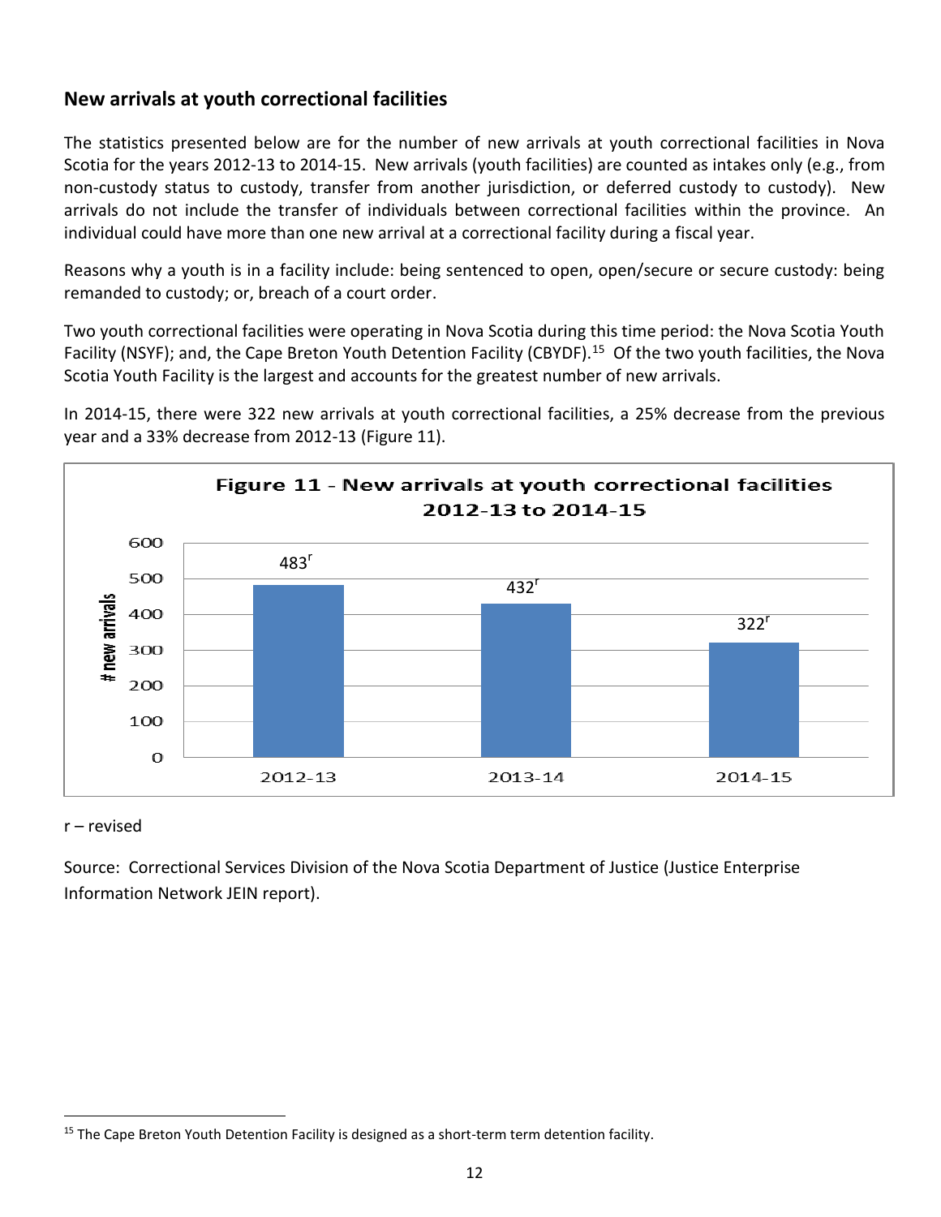## New arrivals at youth correctional facilities

The statistics presented below are for the number of new arrivals at youth correctional facilities in Nova Scotia for the years 2012-13 to 2014-15. New arrivals (youth facilities) are counted as intakes only (e.g., from non-custody status to custody, transfer from another jurisdiction, or deferred custody to custody). New arrivals do not include the transfer of individuals between correctional facilities within the province. An individual could have more than one new arrival at a correctional facility during a fiscal year.

Reasons why a youth is in a facility include: being sentenced to open, open/secure or secure custody: being remanded to custody; or, breach of a court order.

Two youth correctional facilities were operating in Nova Scotia during this time period: the Nova Scotia Youth Facility (NSYF); and, the Cape Breton Youth Detention Facility (CBYDF).[15] Of the two youth facilities, the Nova Scotia Youth Facility is the largest and accounts for the greatest number of new arrivals.

In 2014-15, there were 322 new arrivals at youth correctional facilities, a 25% decrease from the previous year and a 33% decrease from 2012-13 (Figure 11).

**Figure 11 - New arrivals at youth correctional facilities 2012-13 to 2014-15**

# new arrivals

600
500
400
300
200
100
0

483^r
432^r
322^r

2012-13
2013-14
2014-15

r – revised

Source: Correctional Services Division of the Nova Scotia Department of Justice (Justice Enterprise Information Network JEIN report).

[15] The Cape Breton Youth Detention Facility is designed as a short-term term detention facility.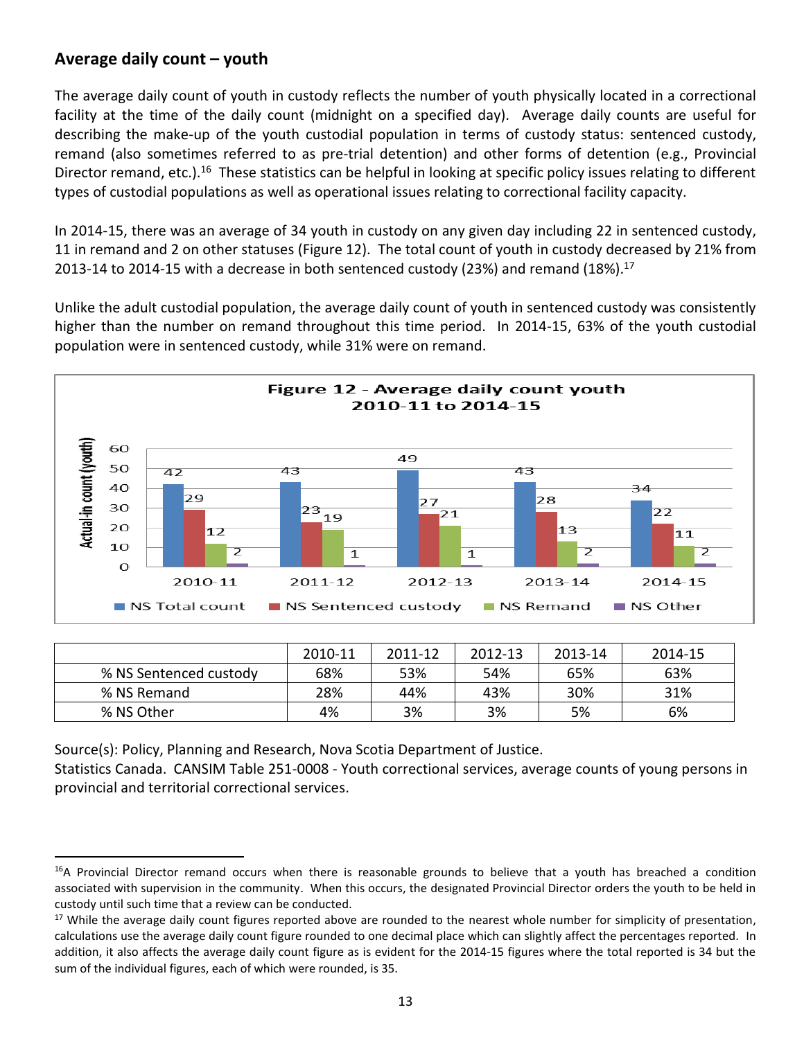## Average daily count – youth

The average daily count of youth in custody reflects the number of youth physically located in a correctional facility at the time of the daily count (midnight on a specified day). Average daily counts are useful for describing the make-up of the youth custodial population in terms of custody status: sentenced custody, remand (also sometimes referred to as pre-trial detention) and other forms of detention (e.g., Provincial Director remand, etc.).[16] These statistics can be helpful in looking at specific policy issues relating to different types of custodial populations as well as operational issues relating to correctional facility capacity.

In 2014-15, there was an average of 34 youth in custody on any given day including 22 in sentenced custody, 11 in remand and 2 on other statuses (Figure 12). The total count of youth in custody decreased by 21% from 2013-14 to 2014-15 with a decrease in both sentenced custody (23%) and remand (18%).[17]

Unlike the adult custodial population, the average daily count of youth in sentenced custody was consistently higher than the number on remand throughout this time period. In 2014-15, 63% of the youth custodial population were in sentenced custody, while 31% were on remand.

Figure 12 - Average daily count youth
2010-11 to 2014-15

Actual-in count (youth)

0
10
20
30
40
50
60

2010-11: 42, 29, 12, 2
2011-12: 43, 23, 19, 1
2012-13: 49, 27, 21, 1
2013-14: 43, 28, 13, 2
2014-15: 34, 22, 11, 2

NS Total count
NS Sentenced custody
NS Remand
NS Other

| | 2010-11 | 2011-12 | 2012-13 | 2013-14 | 2014-15 |
|---|---|---|---|---|---|
| % NS Sentenced custody | 68% | 53% | 54% | 65% | 63% |
| % NS Remand | 28% | 44% | 43% | 30% | 31% |
| % NS Other | 4% | 3% | 3% | 5% | 6% |

Source(s): Policy, Planning and Research, Nova Scotia Department of Justice.
Statistics Canada. CANSIM Table 251-0008 - Youth correctional services, average counts of young persons in provincial and territorial correctional services.

[16] A Provincial Director remand occurs when there is reasonable grounds to believe that a youth has breached a condition associated with supervision in the community. When this occurs, the designated Provincial Director orders the youth to be held in custody until such time that a review can be conducted.

[17] While the average daily count figures reported above are rounded to the nearest whole number for simplicity of presentation, calculations use the average daily count figure rounded to one decimal place which can slightly affect the percentages reported. In addition, it also affects the average daily count figure as is evident for the 2014-15 figures where the total reported is 34 but the sum of the individual figures, each of which were rounded, is 35.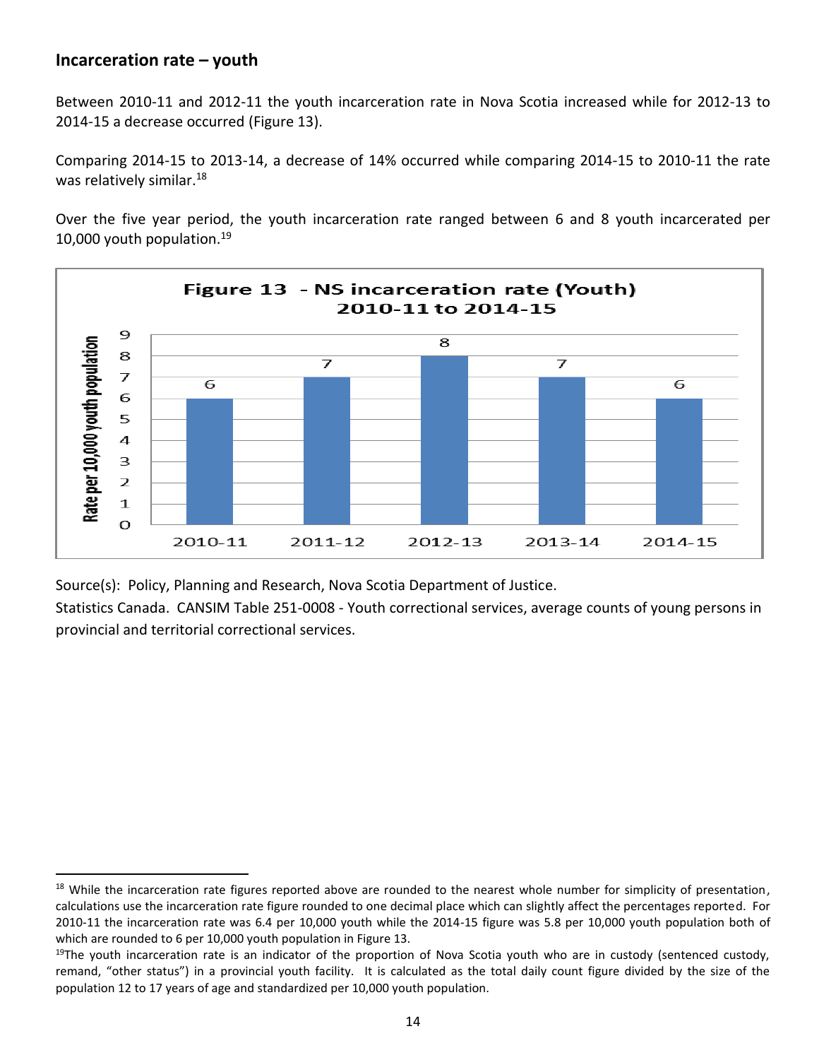## Incarceration rate – youth

Between 2010-11 and 2012-11 the youth incarceration rate in Nova Scotia increased while for 2012-13 to 2014-15 a decrease occurred (Figure 13).

Comparing 2014-15 to 2013-14, a decrease of 14% occurred while comparing 2014-15 to 2010-11 the rate was relatively similar.[18]

Over the five year period, the youth incarceration rate ranged between 6 and 8 youth incarcerated per 10,000 youth population.[19]

Figure 13 - NS incarceration rate (Youth) 2010-11 to 2014-15

Rate per 10,000 youth population

0
1
2
3
4
5
6
7
8
9

6
7
8
7
6

2010-11
2011-12
2012-13
2013-14
2014-15

Source(s): Policy, Planning and Research, Nova Scotia Department of Justice.
Statistics Canada. CANSIM Table 251-0008 - Youth correctional services, average counts of young persons in provincial and territorial correctional services.

---

[18] While the incarceration rate figures reported above are rounded to the nearest whole number for simplicity of presentation, calculations use the incarceration rate figure rounded to one decimal place which can slightly affect the percentages reported. For 2010-11 the incarceration rate was 6.4 per 10,000 youth while the 2014-15 figure was 5.8 per 10,000 youth population both of which are rounded to 6 per 10,000 youth population in Figure 13.

[19] The youth incarceration rate is an indicator of the proportion of Nova Scotia youth who are in custody (sentenced custody, remand, "other status") in a provincial youth facility. It is calculated as the total daily count figure divided by the size of the population 12 to 17 years of age and standardized per 10,000 youth population.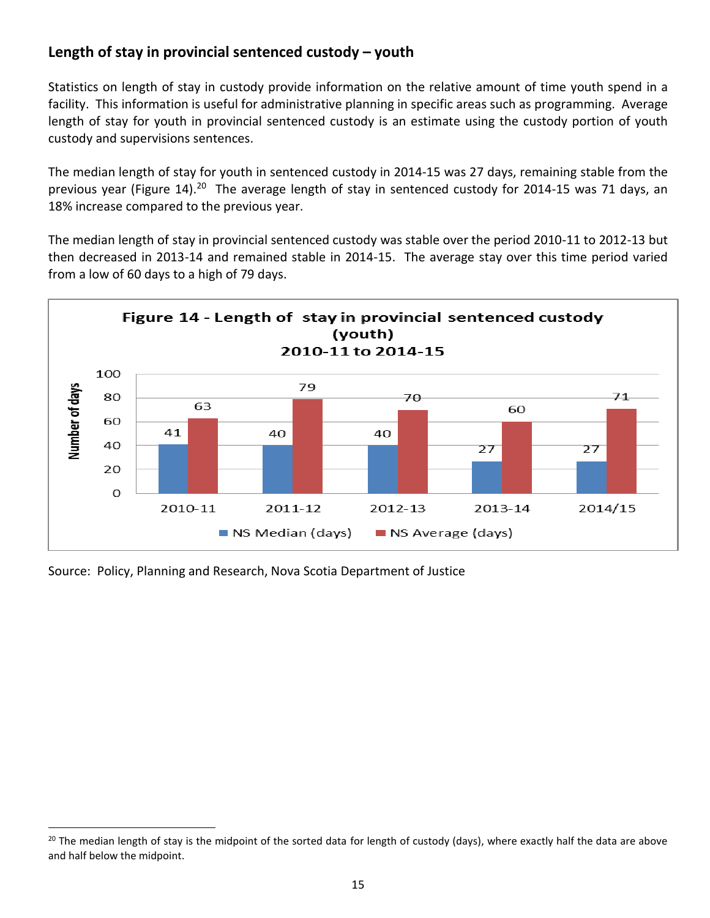## Length of stay in provincial sentenced custody – youth

Statistics on length of stay in custody provide information on the relative amount of time youth spend in a facility. This information is useful for administrative planning in specific areas such as programming. Average length of stay for youth in provincial sentenced custody is an estimate using the custody portion of youth custody and supervisions sentences.

The median length of stay for youth in sentenced custody in 2014-15 was 27 days, remaining stable from the previous year (Figure 14).[20] The average length of stay in sentenced custody for 2014-15 was 71 days, an 18% increase compared to the previous year.

The median length of stay in provincial sentenced custody was stable over the period 2010-11 to 2012-13 but then decreased in 2013-14 and remained stable in 2014-15. The average stay over this time period varied from a low of 60 days to a high of 79 days.

**Figure 14 - Length of stay in provincial sentenced custody (youth) 2010-11 to 2014-15**

| | 2010-11 | 2011-12 | 2012-13 | 2013-14 | 2014/15 |
|---|---|---|---|---|---|
| NS Median (days) | 41 | 40 | 40 | 27 | 27 |
| NS Average (days) | 63 | 79 | 70 | 60 | 71 |

Source: Policy, Planning and Research, Nova Scotia Department of Justice

[20] The median length of stay is the midpoint of the sorted data for length of custody (days), where exactly half the data are above and half below the midpoint.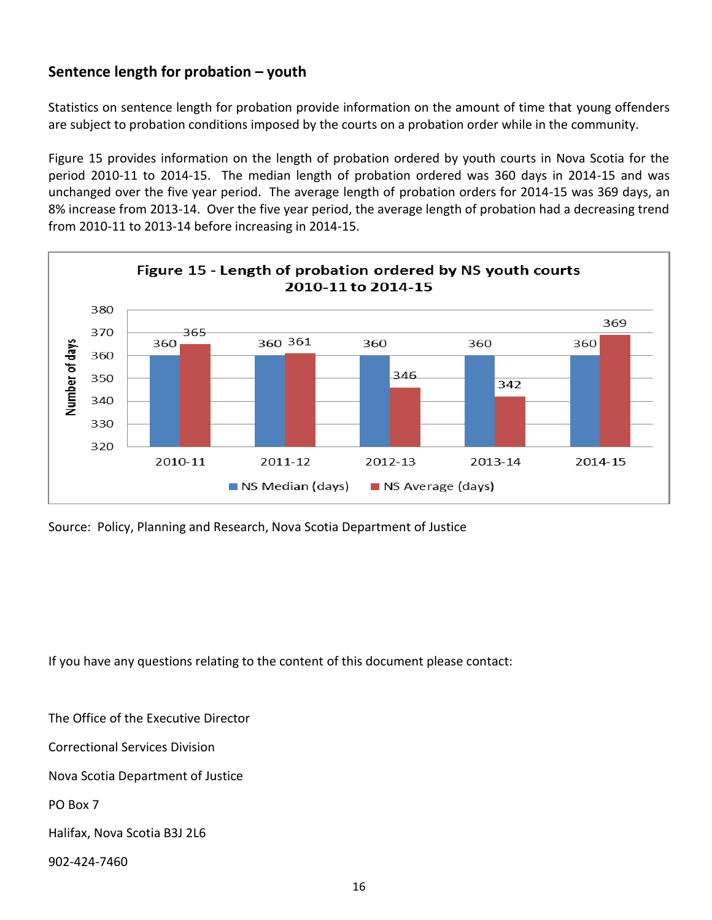## Sentence length for probation – youth

Statistics on sentence length for probation provide information on the amount of time that young offenders are subject to probation conditions imposed by the courts on a probation order while in the community.

Figure 15 provides information on the length of probation ordered by youth courts in Nova Scotia for the period 2010-11 to 2014-15. The median length of probation ordered was 360 days in 2014-15 and was unchanged over the five year period. The average length of probation orders for 2014-15 was 369 days, an 8% increase from 2013-14. Over the five year period, the average length of probation had a decreasing trend from 2010-11 to 2013-14 before increasing in 2014-15.

Figure 15 - Length of probation ordered by NS youth courts 2010-11 to 2014-15

Number of days

380
370
360
350
340
330
320

2010-11: 360, 365
2011-12: 360, 361
2012-13: 360, 346
2013-14: 360, 342
2014-15: 360, 369

NS Median (days)
NS Average (days)

Source: Policy, Planning and Research, Nova Scotia Department of Justice

If you have any questions relating to the content of this document please contact:

The Office of the Executive Director

Correctional Services Division

Nova Scotia Department of Justice

PO Box 7

Halifax, Nova Scotia B3J 2L6

902-424-7460